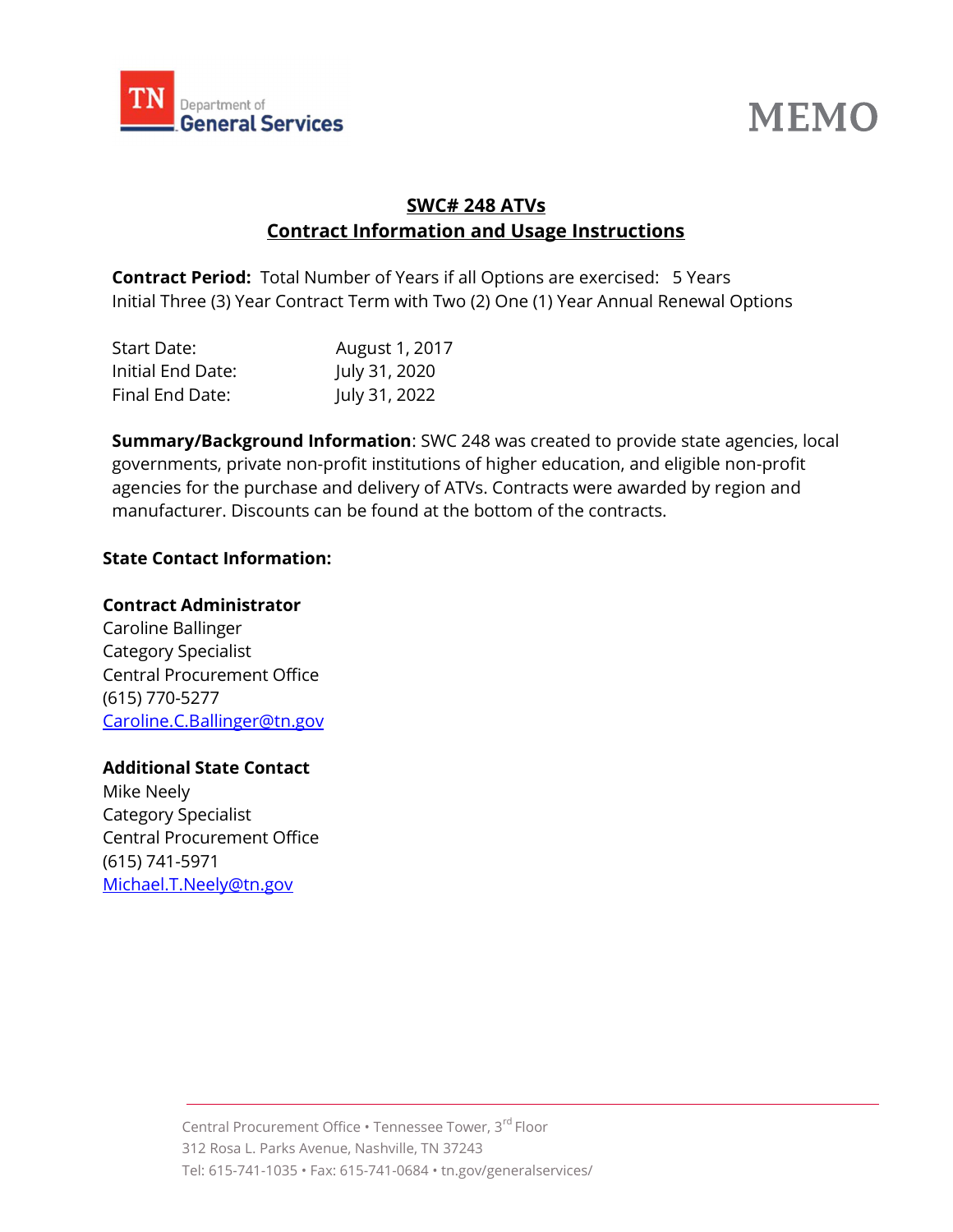TN Department of General Services

# MEMO

## SWC# 248 ATVs
## Contract Information and Usage Instructions

**Contract Period:** Total Number of Years if all Options are exercised: 5 Years
Initial Three (3) Year Contract Term with Two (2) One (1) Year Annual Renewal Options

| | |
|---|---|
| Start Date: | August 1, 2017 |
| Initial End Date: | July 31, 2020 |
| Final End Date: | July 31, 2022 |

**Summary/Background Information**: SWC 248 was created to provide state agencies, local governments, private non-profit institutions of higher education, and eligible non-profit agencies for the purchase and delivery of ATVs. Contracts were awarded by region and manufacturer. Discounts can be found at the bottom of the contracts.

**State Contact Information:**

**Contract Administrator**
Caroline Ballinger
Category Specialist
Central Procurement Office
(615) 770-5277
Caroline.C.Ballinger@tn.gov

**Additional State Contact**
Mike Neely
Category Specialist
Central Procurement Office
(615) 741-5971
Michael.T.Neely@tn.gov

Central Procurement Office • Tennessee Tower, 3rd Floor
312 Rosa L. Parks Avenue, Nashville, TN 37243
Tel: 615-741-1035 • Fax: 615-741-0684 • tn.gov/generalservices/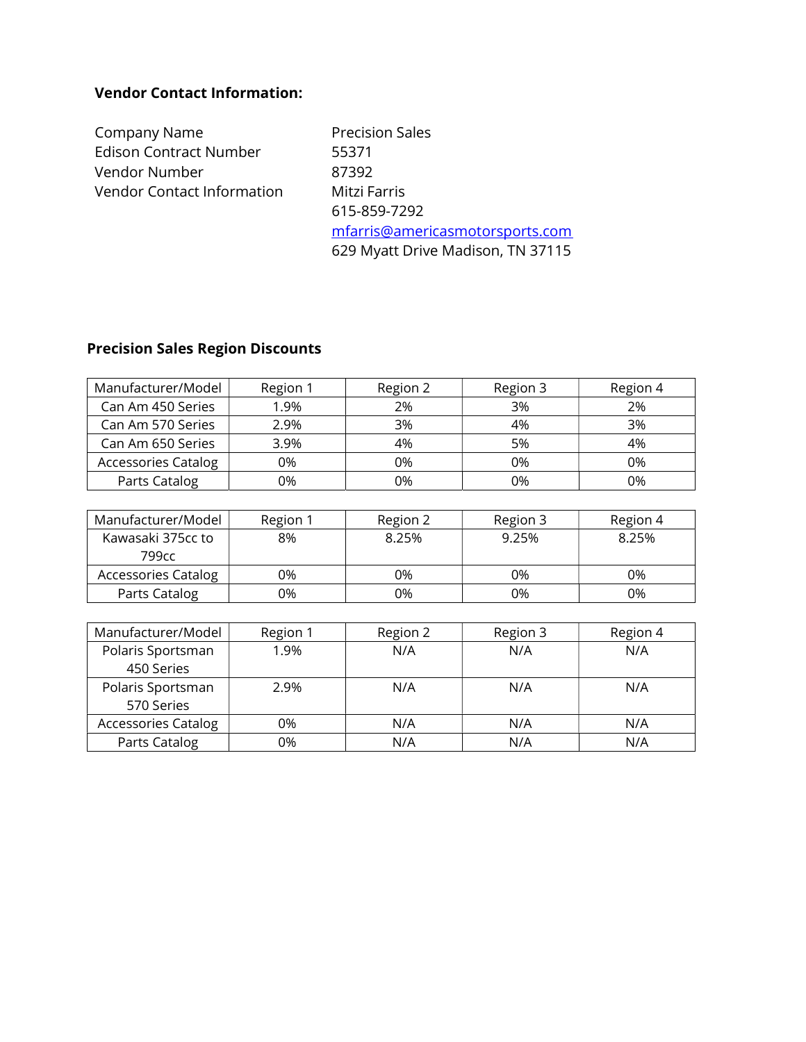**Vendor Contact Information:**

| | |
|---|---|
| Company Name | Precision Sales |
| Edison Contract Number | 55371 |
| Vendor Number | 87392 |
| Vendor Contact Information | Mitzi Farris<br>615-859-7292<br>mfarris@americasmotorsports.com<br>629 Myatt Drive Madison, TN 37115 |

**Precision Sales Region Discounts**

| Manufacturer/Model | Region 1 | Region 2 | Region 3 | Region 4 |
|---|---|---|---|---|
| Can Am 450 Series | 1.9% | 2% | 3% | 2% |
| Can Am 570 Series | 2.9% | 3% | 4% | 3% |
| Can Am 650 Series | 3.9% | 4% | 5% | 4% |
| Accessories Catalog | 0% | 0% | 0% | 0% |
| Parts Catalog | 0% | 0% | 0% | 0% |

| Manufacturer/Model | Region 1 | Region 2 | Region 3 | Region 4 |
|---|---|---|---|---|
| Kawasaki 375cc to 799cc | 8% | 8.25% | 9.25% | 8.25% |
| Accessories Catalog | 0% | 0% | 0% | 0% |
| Parts Catalog | 0% | 0% | 0% | 0% |

| Manufacturer/Model | Region 1 | Region 2 | Region 3 | Region 4 |
|---|---|---|---|---|
| Polaris Sportsman 450 Series | 1.9% | N/A | N/A | N/A |
| Polaris Sportsman 570 Series | 2.9% | N/A | N/A | N/A |
| Accessories Catalog | 0% | N/A | N/A | N/A |
| Parts Catalog | 0% | N/A | N/A | N/A |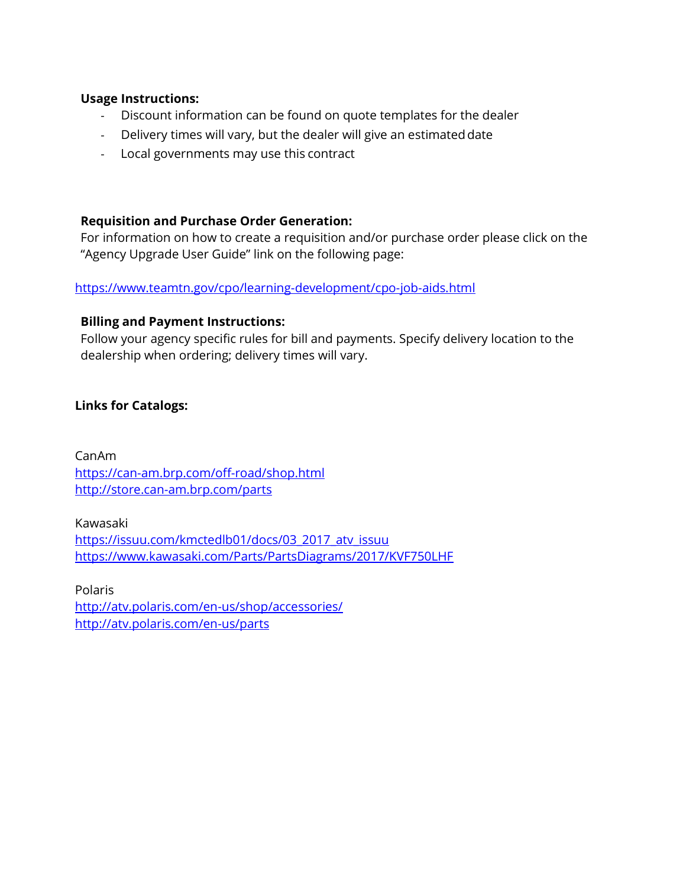**Usage Instructions:**

- Discount information can be found on quote templates for the dealer
- Delivery times will vary, but the dealer will give an estimated date
- Local governments may use this contract

**Requisition and Purchase Order Generation:**

For information on how to create a requisition and/or purchase order please click on the "Agency Upgrade User Guide" link on the following page:

https://www.teamtn.gov/cpo/learning-development/cpo-job-aids.html

**Billing and Payment Instructions:**

Follow your agency specific rules for bill and payments. Specify delivery location to the dealership when ordering; delivery times will vary.

**Links for Catalogs:**

CanAm
https://can-am.brp.com/off-road/shop.html
http://store.can-am.brp.com/parts

Kawasaki
https://issuu.com/kmctedlb01/docs/03_2017_atv_issuu
https://www.kawasaki.com/Parts/PartsDiagrams/2017/KVF750LHF

Polaris
http://atv.polaris.com/en-us/shop/accessories/
http://atv.polaris.com/en-us/parts